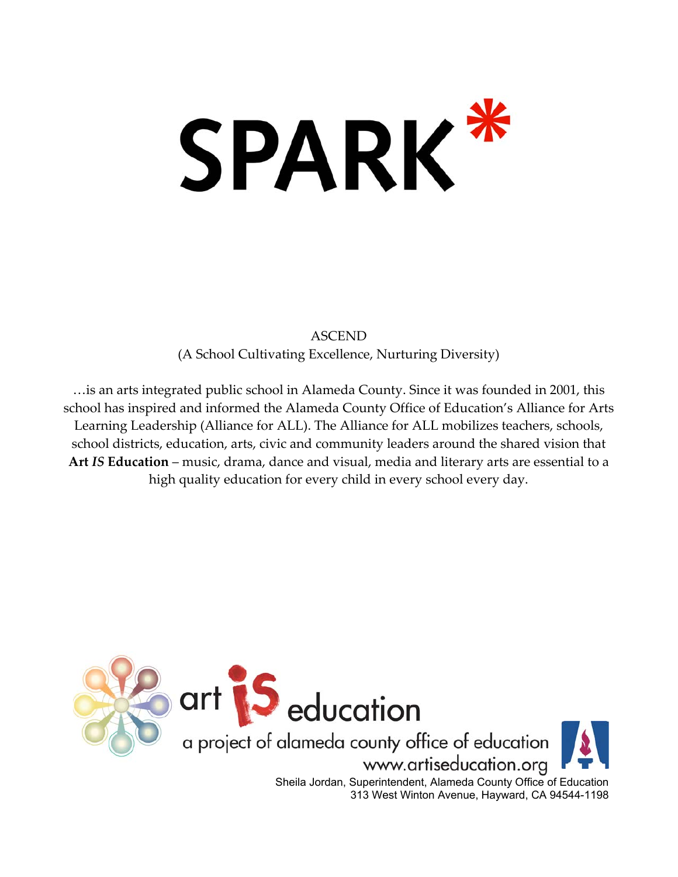# SPARK*

ASCEND
(A School Cultivating Excellence, Nurturing Diversity)

…is an arts integrated public school in Alameda County. Since it was founded in 2001, this school has inspired and informed the Alameda County Office of Education's Alliance for Arts Learning Leadership (Alliance for ALL). The Alliance for ALL mobilizes teachers, schools, school districts, education, arts, civic and community leaders around the shared vision that **Art *IS* Education** – music, drama, dance and visual, media and literary arts are essential to a high quality education for every child in every school every day.

art iS education
a project of alameda county office of education
www.artiseducation.org

Sheila Jordan, Superintendent, Alameda County Office of Education
313 West Winton Avenue, Hayward, CA 94544-1198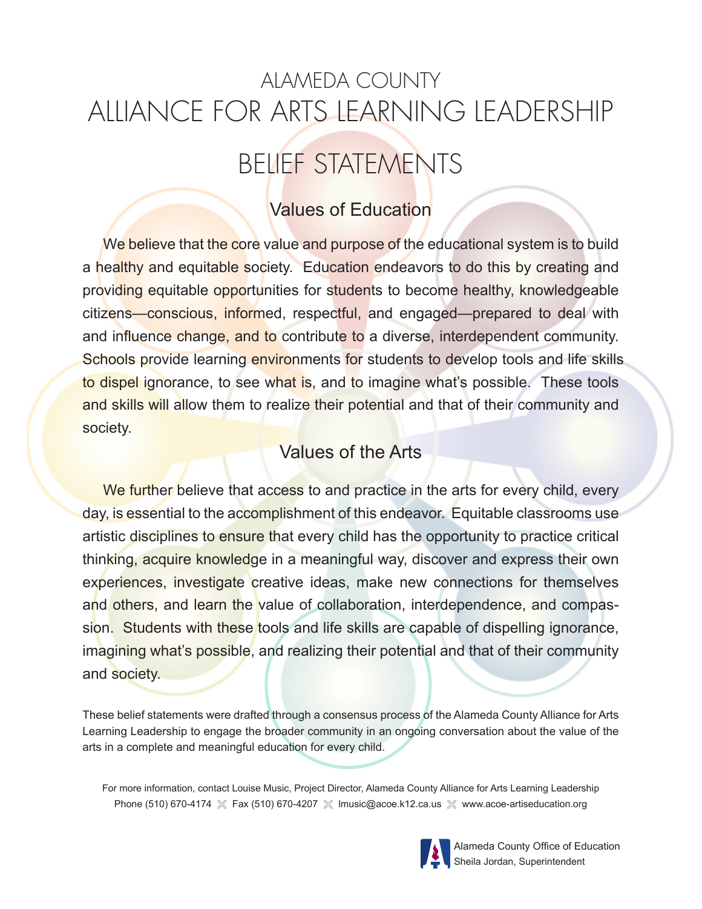# ALAMEDA COUNTY
# ALLIANCE FOR ARTS LEARNING LEADERSHIP

## BELIEF STATEMENTS

### Values of Education

We believe that the core value and purpose of the educational system is to build a healthy and equitable society. Education endeavors to do this by creating and providing equitable opportunities for students to become healthy, knowledgeable citizens—conscious, informed, respectful, and engaged—prepared to deal with and influence change, and to contribute to a diverse, interdependent community. Schools provide learning environments for students to develop tools and life skills to dispel ignorance, to see what is, and to imagine what's possible. These tools and skills will allow them to realize their potential and that of their community and society.

### Values of the Arts

We further believe that access to and practice in the arts for every child, every day, is essential to the accomplishment of this endeavor. Equitable classrooms use artistic disciplines to ensure that every child has the opportunity to practice critical thinking, acquire knowledge in a meaningful way, discover and express their own experiences, investigate creative ideas, make new connections for themselves and others, and learn the value of collaboration, interdependence, and compassion. Students with these tools and life skills are capable of dispelling ignorance, imagining what's possible, and realizing their potential and that of their community and society.

These belief statements were drafted through a consensus process of the Alameda County Alliance for Arts Learning Leadership to engage the broader community in an ongoing conversation about the value of the arts in a complete and meaningful education for every child.

For more information, contact Louise Music, Project Director, Alameda County Alliance for Arts Learning Leadership
Phone (510) 670-4174 Fax (510) 670-4207 lmusic@acoe.k12.ca.us www.acoe-artiseducation.org

Alameda County Office of Education
Sheila Jordan, Superintendent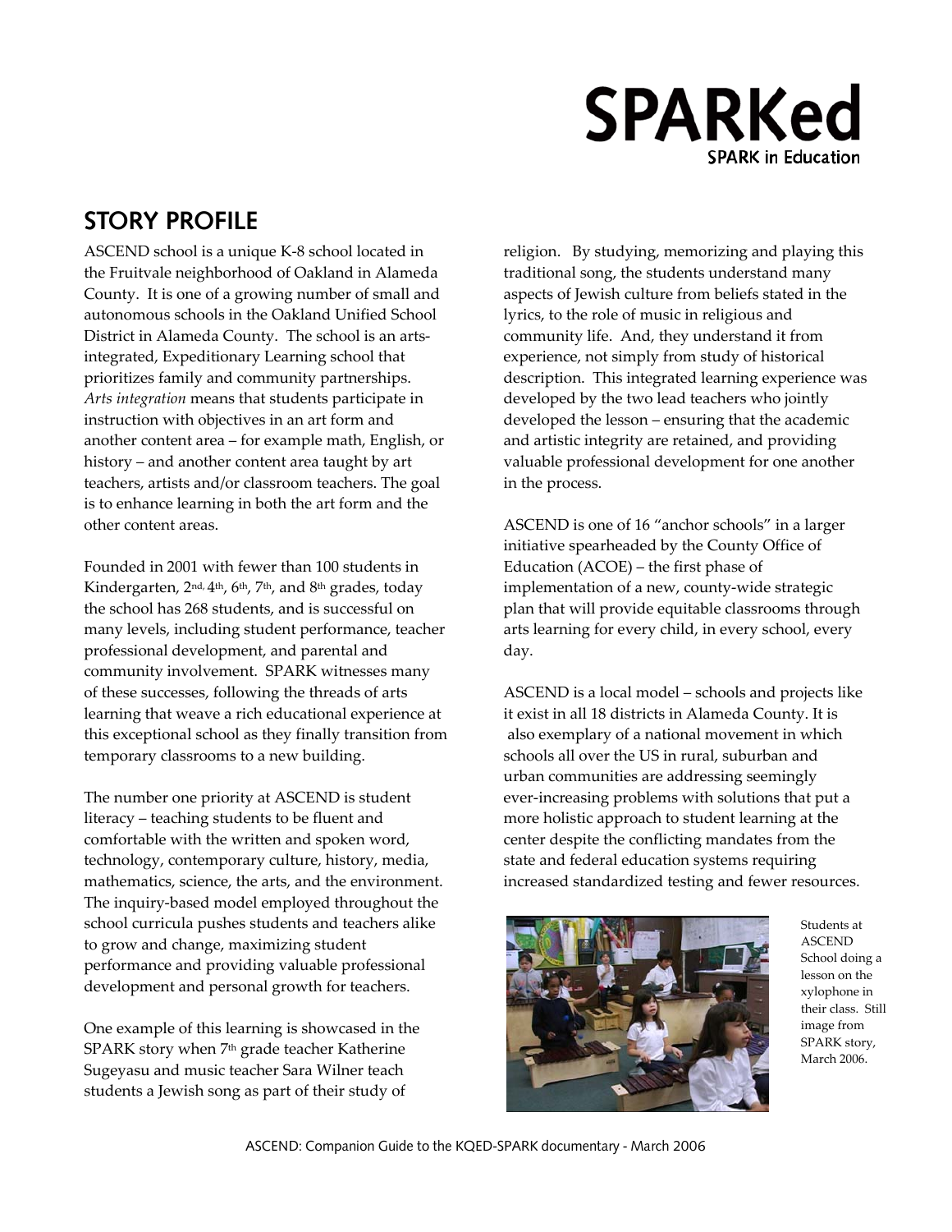# SPARKed

SPARK in Education

## STORY PROFILE

ASCEND school is a unique K-8 school located in the Fruitvale neighborhood of Oakland in Alameda County. It is one of a growing number of small and autonomous schools in the Oakland Unified School District in Alameda County. The school is an arts-integrated, Expeditionary Learning school that prioritizes family and community partnerships. *Arts integration* means that students participate in instruction with objectives in an art form and another content area – for example math, English, or history – and another content area taught by art teachers, artists and/or classroom teachers. The goal is to enhance learning in both the art form and the other content areas.

Founded in 2001 with fewer than 100 students in Kindergarten, 2nd, 4th, 6th, 7th, and 8th grades, today the school has 268 students, and is successful on many levels, including student performance, teacher professional development, and parental and community involvement. SPARK witnesses many of these successes, following the threads of arts learning that weave a rich educational experience at this exceptional school as they finally transition from temporary classrooms to a new building.

The number one priority at ASCEND is student literacy – teaching students to be fluent and comfortable with the written and spoken word, technology, contemporary culture, history, media, mathematics, science, the arts, and the environment. The inquiry-based model employed throughout the school curricula pushes students and teachers alike to grow and change, maximizing student performance and providing valuable professional development and personal growth for teachers.

One example of this learning is showcased in the SPARK story when 7th grade teacher Katherine Sugeyasu and music teacher Sara Wilner teach students a Jewish song as part of their study of religion. By studying, memorizing and playing this traditional song, the students understand many aspects of Jewish culture from beliefs stated in the lyrics, to the role of music in religious and community life. And, they understand it from experience, not simply from study of historical description. This integrated learning experience was developed by the two lead teachers who jointly developed the lesson – ensuring that the academic and artistic integrity are retained, and providing valuable professional development for one another in the process.

ASCEND is one of 16 "anchor schools" in a larger initiative spearheaded by the County Office of Education (ACOE) – the first phase of implementation of a new, county-wide strategic plan that will provide equitable classrooms through arts learning for every child, in every school, every day.

ASCEND is a local model – schools and projects like it exist in all 18 districts in Alameda County. It is also exemplary of a national movement in which schools all over the US in rural, suburban and urban communities are addressing seemingly ever-increasing problems with solutions that put a more holistic approach to student learning at the center despite the conflicting mandates from the state and federal education systems requiring increased standardized testing and fewer resources.

Students at ASCEND School doing a lesson on the xylophone in their class. Still image from SPARK story, March 2006.

ASCEND: Companion Guide to the KQED-SPARK documentary - March 2006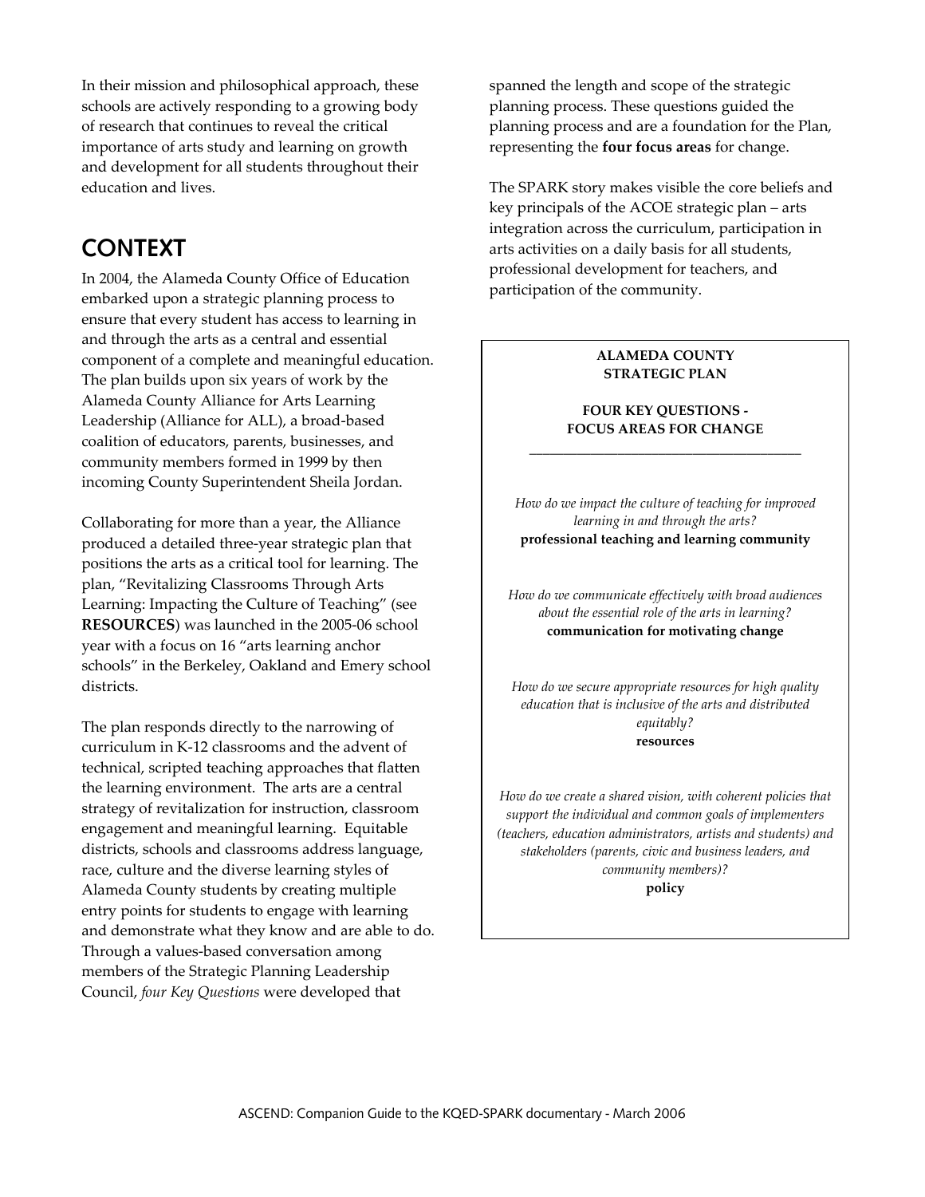In their mission and philosophical approach, these schools are actively responding to a growing body of research that continues to reveal the critical importance of arts study and learning on growth and development for all students throughout their education and lives.

## CONTEXT

In 2004, the Alameda County Office of Education embarked upon a strategic planning process to ensure that every student has access to learning in and through the arts as a central and essential component of a complete and meaningful education. The plan builds upon six years of work by the Alameda County Alliance for Arts Learning Leadership (Alliance for ALL), a broad-based coalition of educators, parents, businesses, and community members formed in 1999 by then incoming County Superintendent Sheila Jordan.

Collaborating for more than a year, the Alliance produced a detailed three-year strategic plan that positions the arts as a critical tool for learning. The plan, "Revitalizing Classrooms Through Arts Learning: Impacting the Culture of Teaching" (see **RESOURCES**) was launched in the 2005-06 school year with a focus on 16 "arts learning anchor schools" in the Berkeley, Oakland and Emery school districts.

The plan responds directly to the narrowing of curriculum in K-12 classrooms and the advent of technical, scripted teaching approaches that flatten the learning environment. The arts are a central strategy of revitalization for instruction, classroom engagement and meaningful learning. Equitable districts, schools and classrooms address language, race, culture and the diverse learning styles of Alameda County students by creating multiple entry points for students to engage with learning and demonstrate what they know and are able to do. Through a values-based conversation among members of the Strategic Planning Leadership Council, *four Key Questions* were developed that spanned the length and scope of the strategic planning process. These questions guided the planning process and are a foundation for the Plan, representing the **four focus areas** for change.

The SPARK story makes visible the core beliefs and key principals of the ACOE strategic plan – arts integration across the curriculum, participation in arts activities on a daily basis for all students, professional development for teachers, and participation of the community.

**ALAMEDA COUNTY STRATEGIC PLAN**

**FOUR KEY QUESTIONS - FOCUS AREAS FOR CHANGE**

*How do we impact the culture of teaching for improved learning in and through the arts?*
**professional teaching and learning community**

*How do we communicate effectively with broad audiences about the essential role of the arts in learning?*
**communication for motivating change**

*How do we secure appropriate resources for high quality education that is inclusive of the arts and distributed equitably?*
**resources**

*How do we create a shared vision, with coherent policies that support the individual and common goals of implementers (teachers, education administrators, artists and students) and stakeholders (parents, civic and business leaders, and community members)?*
**policy**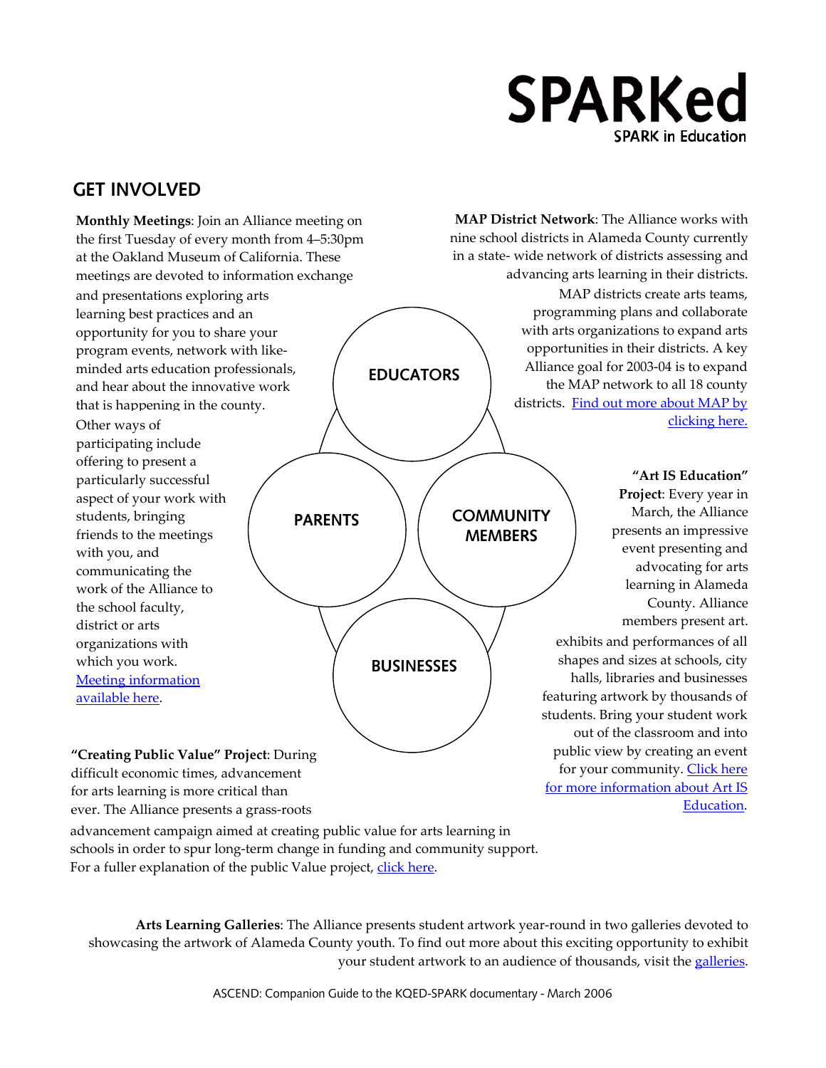# SPARKed

SPARK in Education

## GET INVOLVED

**Monthly Meetings**: Join an Alliance meeting on the first Tuesday of every month from 4–5:30pm at the Oakland Museum of California. These meetings are devoted to information exchange and presentations exploring arts learning best practices and an opportunity for you to share your program events, network with like-minded arts education professionals, and hear about the innovative work that is happening in the county. Other ways of participating include offering to present a particularly successful aspect of your work with students, bringing friends to the meetings with you, and communicating the work of the Alliance to the school faculty, district or arts organizations with which you work. [Meeting information available here].

**MAP District Network**: The Alliance works with nine school districts in Alameda County currently in a state- wide network of districts assessing and advancing arts learning in their districts. MAP districts create arts teams, programming plans and collaborate with arts organizations to expand arts opportunities in their districts. A key Alliance goal for 2003-04 is to expand the MAP network to all 18 county districts. [Find out more about MAP by clicking here.]

EDUCATORS

PARENTS

COMMUNITY MEMBERS

BUSINESSES

**"Art IS Education" Project**: Every year in March, the Alliance presents an impressive event presenting and advocating for arts learning in Alameda County. Alliance members present art. exhibits and performances of all shapes and sizes at schools, city halls, libraries and businesses featuring artwork by thousands of students. Bring your student work out of the classroom and into public view by creating an event for your community. [Click here for more information about Art IS Education].

**"Creating Public Value" Project**: During difficult economic times, advancement for arts learning is more critical than ever. The Alliance presents a grass-roots advancement campaign aimed at creating public value for arts learning in schools in order to spur long-term change in funding and community support. For a fuller explanation of the public Value project, [click here].

**Arts Learning Galleries**: The Alliance presents student artwork year-round in two galleries devoted to showcasing the artwork of Alameda County youth. To find out more about this exciting opportunity to exhibit your student artwork to an audience of thousands, visit the [galleries].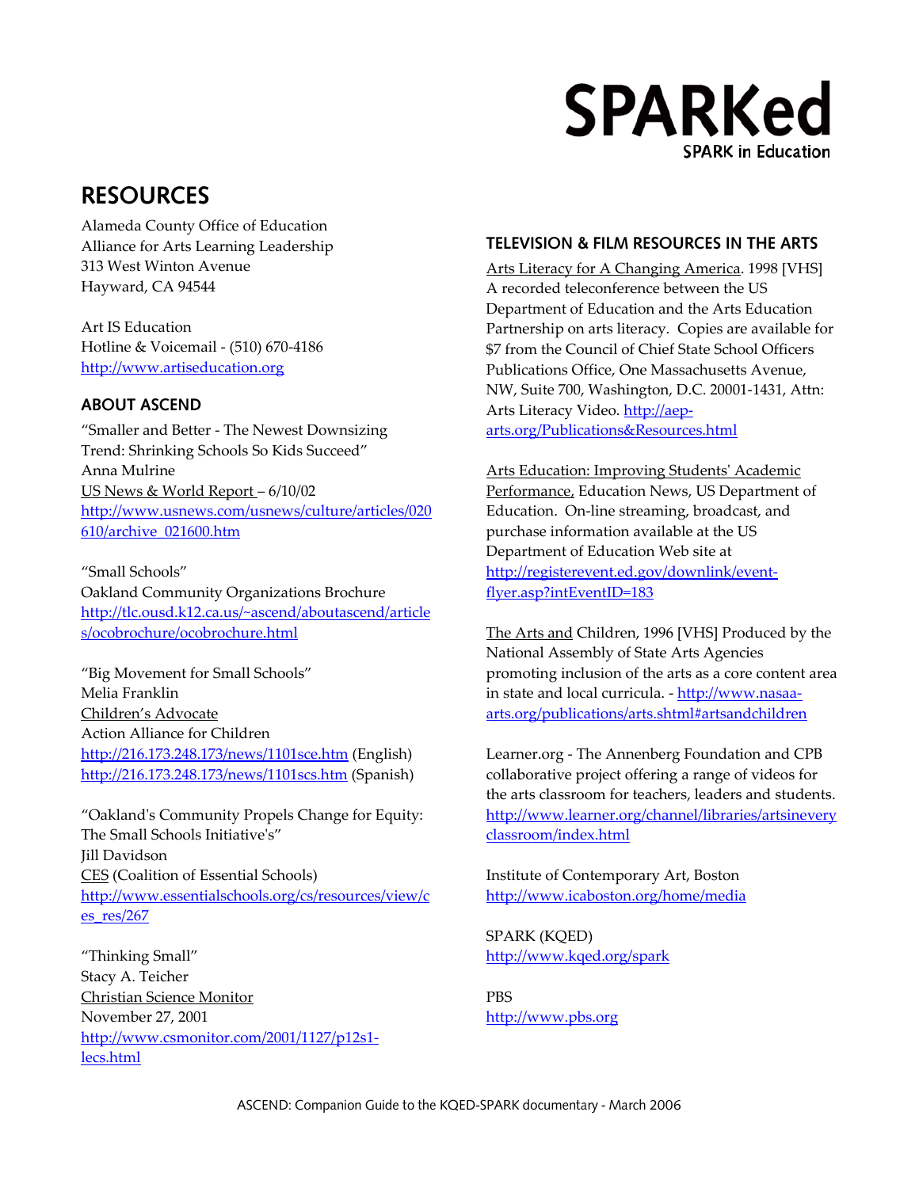# RESOURCES

Alameda County Office of Education
Alliance for Arts Learning Leadership
313 West Winton Avenue
Hayward, CA 94544

Art IS Education
Hotline & Voicemail - (510) 670-4186
http://www.artiseducation.org

## ABOUT ASCEND

"Smaller and Better - The Newest Downsizing Trend: Shrinking Schools So Kids Succeed"
Anna Mulrine
US News & World Report – 6/10/02
http://www.usnews.com/usnews/culture/articles/020610/archive_021600.htm

"Small Schools"
Oakland Community Organizations Brochure
http://tlc.ousd.k12.ca.us/~ascend/aboutascend/articles/ocobrochure/ocobrochure.html

"Big Movement for Small Schools"
Melia Franklin
Children's Advocate
Action Alliance for Children
http://216.173.248.173/news/1101sce.htm (English)
http://216.173.248.173/news/1101scs.htm (Spanish)

"Oakland's Community Propels Change for Equity: The Small Schools Initiative's"
Jill Davidson
CES (Coalition of Essential Schools)
http://www.essentialschools.org/cs/resources/view/ces_res/267

"Thinking Small"
Stacy A. Teicher
Christian Science Monitor
November 27, 2001
http://www.csmonitor.com/2001/1127/p12s1-lecs.html

## TELEVISION & FILM RESOURCES IN THE ARTS

Arts Literacy for A Changing America. 1998 [VHS] A recorded teleconference between the US Department of Education and the Arts Education Partnership on arts literacy. Copies are available for $7 from the Council of Chief State School Officers Publications Office, One Massachusetts Avenue, NW, Suite 700, Washington, D.C. 20001-1431, Attn: Arts Literacy Video. http://aep-arts.org/Publications&Resources.html

Arts Education: Improving Students' Academic Performance, Education News, US Department of Education. On-line streaming, broadcast, and purchase information available at the US Department of Education Web site at http://registerevent.ed.gov/downlink/event-flyer.asp?intEventID=183

The Arts and Children, 1996 [VHS] Produced by the National Assembly of State Arts Agencies promoting inclusion of the arts as a core content area in state and local curricula. - http://www.nasaa-arts.org/publications/arts.shtml#artsandchildren

Learner.org - The Annenberg Foundation and CPB collaborative project offering a range of videos for the arts classroom for teachers, leaders and students. http://www.learner.org/channel/libraries/artsineveryclassroom/index.html

Institute of Contemporary Art, Boston
http://www.icaboston.org/home/media

SPARK (KQED)
http://www.kqed.org/spark

PBS
http://www.pbs.org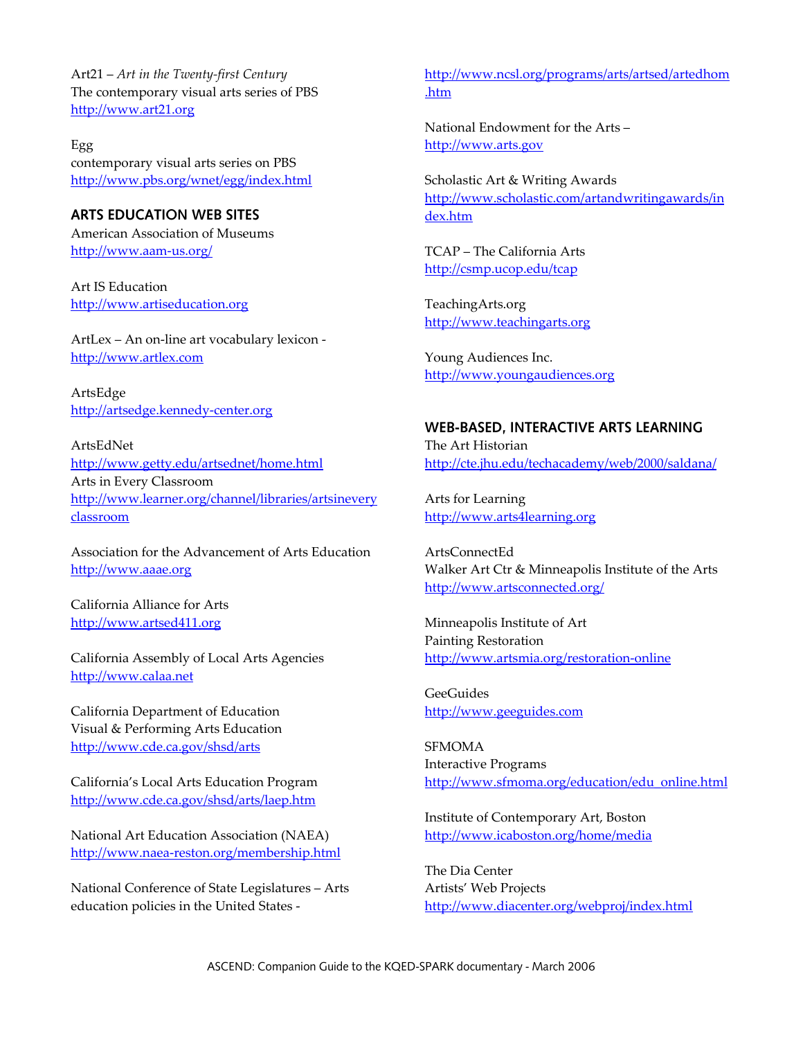Art21 – *Art in the Twenty-first Century*
The contemporary visual arts series of PBS
http://www.art21.org

Egg
contemporary visual arts series on PBS
http://www.pbs.org/wnet/egg/index.html

## ARTS EDUCATION WEB SITES

American Association of Museums
http://www.aam-us.org/

Art IS Education
http://www.artiseducation.org

ArtLex – An on-line art vocabulary lexicon -
http://www.artlex.com

ArtsEdge
http://artsedge.kennedy-center.org

ArtsEdNet
http://www.getty.edu/artsednet/home.html
Arts in Every Classroom
http://www.learner.org/channel/libraries/artsineveryclassroom

Association for the Advancement of Arts Education
http://www.aaae.org

California Alliance for Arts
http://www.artsed411.org

California Assembly of Local Arts Agencies
http://www.calaa.net

California Department of Education
Visual & Performing Arts Education
http://www.cde.ca.gov/shsd/arts

California's Local Arts Education Program
http://www.cde.ca.gov/shsd/arts/laep.htm

National Art Education Association (NAEA)
http://www.naea-reston.org/membership.html

National Conference of State Legislatures – Arts education policies in the United States -
http://www.ncsl.org/programs/arts/artsed/artedhom.htm

National Endowment for the Arts –
http://www.arts.gov

Scholastic Art & Writing Awards
http://www.scholastic.com/artandwritingawards/index.htm

TCAP – The California Arts
http://csmp.ucop.edu/tcap

TeachingArts.org
http://www.teachingarts.org

Young Audiences Inc.
http://www.youngaudiences.org

## WEB-BASED, INTERACTIVE ARTS LEARNING

The Art Historian
http://cte.jhu.edu/techacademy/web/2000/saldana/

Arts for Learning
http://www.arts4learning.org

ArtsConnectEd
Walker Art Ctr & Minneapolis Institute of the Arts
http://www.artsconnected.org/

Minneapolis Institute of Art
Painting Restoration
http://www.artsmia.org/restoration-online

GeeGuides
http://www.geeguides.com

SFMOMA
Interactive Programs
http://www.sfmoma.org/education/edu_online.html

Institute of Contemporary Art, Boston
http://www.icaboston.org/home/media

The Dia Center
Artists' Web Projects
http://www.diacenter.org/webproj/index.html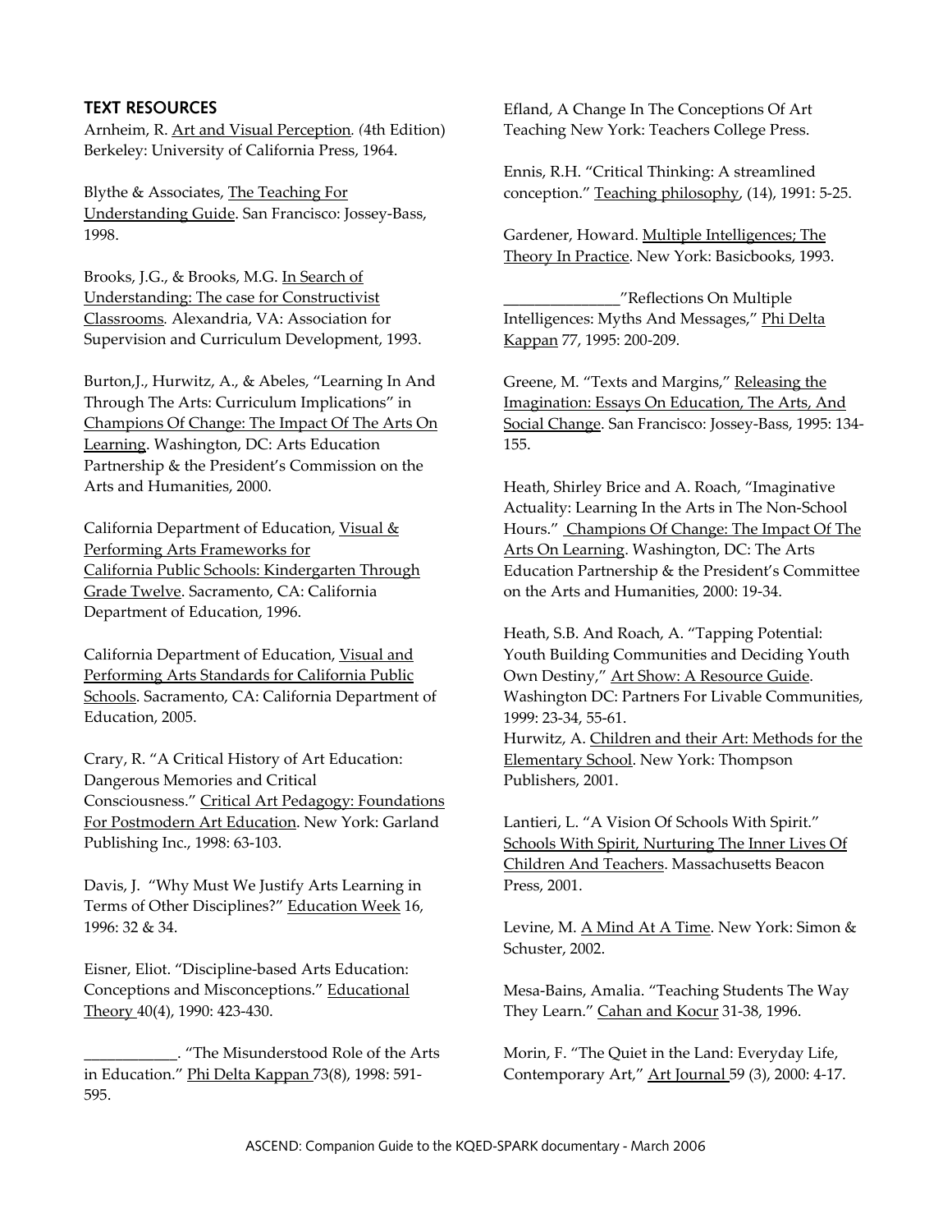## TEXT RESOURCES

Arnheim, R. Art and Visual Perception. (4th Edition) Berkeley: University of California Press, 1964.

Blythe & Associates, The Teaching For Understanding Guide. San Francisco: Jossey-Bass, 1998.

Brooks, J.G., & Brooks, M.G. In Search of Understanding: The case for Constructivist Classrooms. Alexandria, VA: Association for Supervision and Curriculum Development, 1993.

Burton,J., Hurwitz, A., & Abeles, "Learning In And Through The Arts: Curriculum Implications" in Champions Of Change: The Impact Of The Arts On Learning. Washington, DC: Arts Education Partnership & the President's Commission on the Arts and Humanities, 2000.

California Department of Education, Visual & Performing Arts Frameworks for California Public Schools: Kindergarten Through Grade Twelve. Sacramento, CA: California Department of Education, 1996.

California Department of Education, Visual and Performing Arts Standards for California Public Schools. Sacramento, CA: California Department of Education, 2005.

Crary, R. "A Critical History of Art Education: Dangerous Memories and Critical Consciousness." Critical Art Pedagogy: Foundations For Postmodern Art Education. New York: Garland Publishing Inc., 1998: 63-103.

Davis, J. "Why Must We Justify Arts Learning in Terms of Other Disciplines?" Education Week 16, 1996: 32 & 34.

Eisner, Eliot. "Discipline-based Arts Education: Conceptions and Misconceptions." Educational Theory 40(4), 1990: 423-430.

____________. "The Misunderstood Role of the Arts in Education." Phi Delta Kappan 73(8), 1998: 591-595.

Efland, A Change In The Conceptions Of Art Teaching New York: Teachers College Press.

Ennis, R.H. "Critical Thinking: A streamlined conception." Teaching philosophy, (14), 1991: 5-25.

Gardener, Howard. Multiple Intelligences; The Theory In Practice. New York: Basicbooks, 1993.

_______________"Reflections On Multiple Intelligences: Myths And Messages," Phi Delta Kappan 77, 1995: 200-209.

Greene, M. "Texts and Margins," Releasing the Imagination: Essays On Education, The Arts, And Social Change. San Francisco: Jossey-Bass, 1995: 134-155.

Heath, Shirley Brice and A. Roach, "Imaginative Actuality: Learning In the Arts in The Non-School Hours." Champions Of Change: The Impact Of The Arts On Learning. Washington, DC: The Arts Education Partnership & the President's Committee on the Arts and Humanities, 2000: 19-34.

Heath, S.B. And Roach, A. "Tapping Potential: Youth Building Communities and Deciding Youth Own Destiny," Art Show: A Resource Guide. Washington DC: Partners For Livable Communities, 1999: 23-34, 55-61.

Hurwitz, A. Children and their Art: Methods for the Elementary School. New York: Thompson Publishers, 2001.

Lantieri, L. "A Vision Of Schools With Spirit." Schools With Spirit, Nurturing The Inner Lives Of Children And Teachers. Massachusetts Beacon Press, 2001.

Levine, M. A Mind At A Time. New York: Simon & Schuster, 2002.

Mesa-Bains, Amalia. "Teaching Students The Way They Learn." Cahan and Kocur 31-38, 1996.

Morin, F. "The Quiet in the Land: Everyday Life, Contemporary Art," Art Journal 59 (3), 2000: 4-17.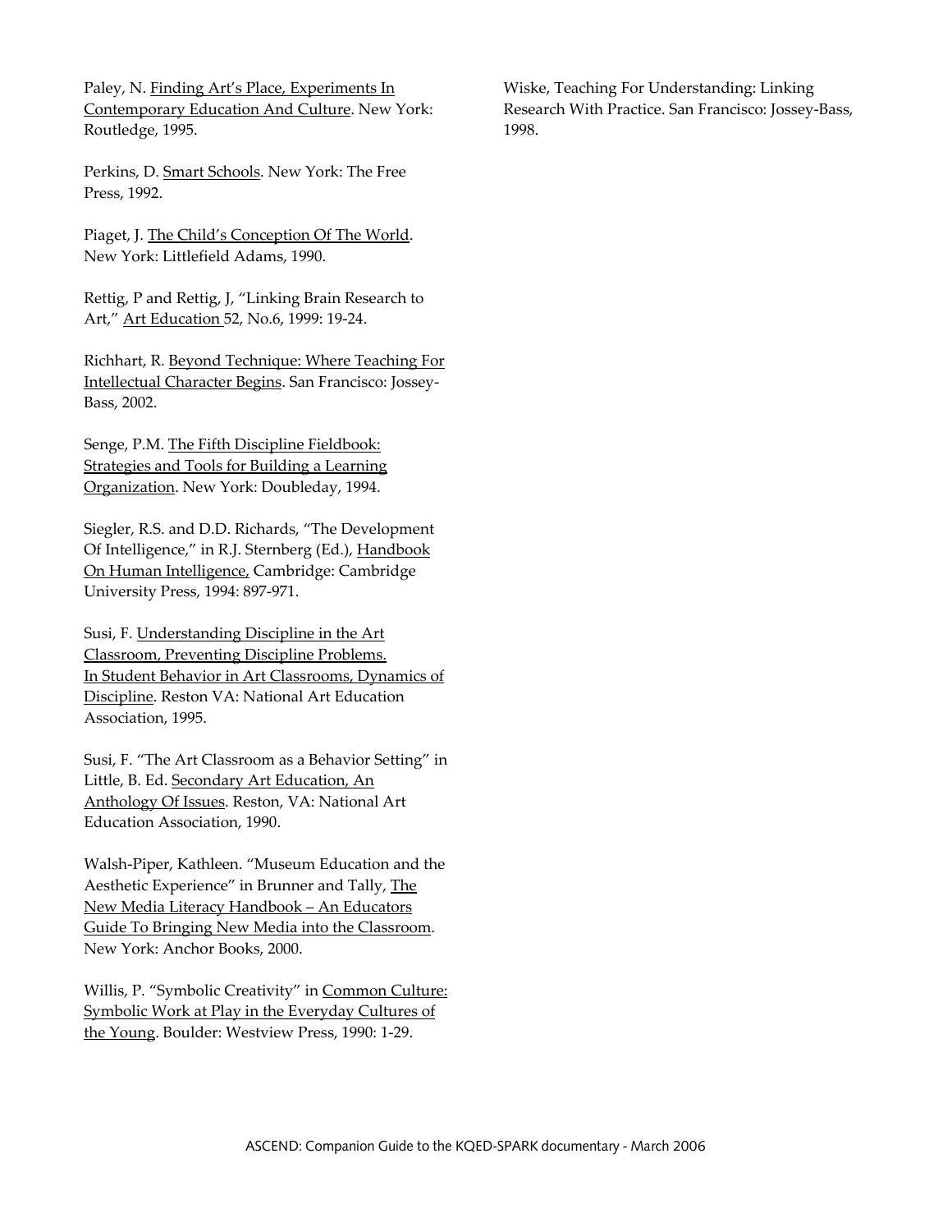Paley, N. Finding Art's Place, Experiments In Contemporary Education And Culture. New York: Routledge, 1995.

Perkins, D. Smart Schools. New York: The Free Press, 1992.

Piaget, J. The Child's Conception Of The World. New York: Littlefield Adams, 1990.

Rettig, P and Rettig, J, "Linking Brain Research to Art," Art Education 52, No.6, 1999: 19-24.

Richhart, R. Beyond Technique: Where Teaching For Intellectual Character Begins. San Francisco: Jossey-Bass, 2002.

Senge, P.M. The Fifth Discipline Fieldbook: Strategies and Tools for Building a Learning Organization. New York: Doubleday, 1994.

Siegler, R.S. and D.D. Richards, "The Development Of Intelligence," in R.J. Sternberg (Ed.), Handbook On Human Intelligence, Cambridge: Cambridge University Press, 1994: 897-971.

Susi, F. Understanding Discipline in the Art Classroom, Preventing Discipline Problems. In Student Behavior in Art Classrooms, Dynamics of Discipline. Reston VA: National Art Education Association, 1995.

Susi, F. "The Art Classroom as a Behavior Setting" in Little, B. Ed. Secondary Art Education, An Anthology Of Issues. Reston, VA: National Art Education Association, 1990.

Walsh-Piper, Kathleen. "Museum Education and the Aesthetic Experience" in Brunner and Tally, The New Media Literacy Handbook – An Educators Guide To Bringing New Media into the Classroom. New York: Anchor Books, 2000.

Willis, P. "Symbolic Creativity" in Common Culture: Symbolic Work at Play in the Everyday Cultures of the Young. Boulder: Westview Press, 1990: 1-29.

Wiske, Teaching For Understanding: Linking Research With Practice. San Francisco: Jossey-Bass, 1998.